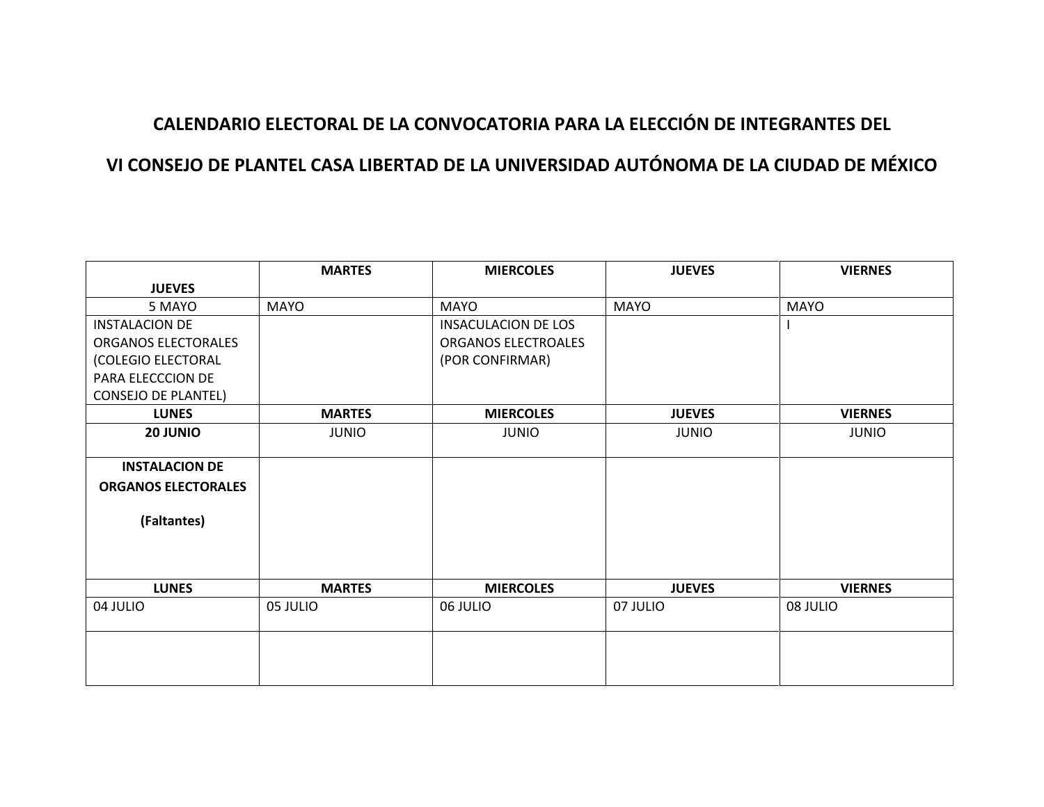## CALENDARIO ELECTORAL DE LA CONVOCATORIA PARA LA ELECCIÓN DE INTEGRANTES DEL

## VI CONSEJO DE PLANTEL CASA LIBERTAD DE LA UNIVERSIDAD AUTÓNOMA DE LA CIUDAD DE MÉXICO

| **JUEVES** | **MARTES** | **MIERCOLES** | **JUEVES** | **VIERNES** |
|---|---|---|---|---|
| 5 MAYO | MAYO | MAYO | MAYO | MAYO |
| INSTALACION DE ORGANOS ELECTORALES (COLEGIO ELECTORAL PARA ELECCCION DE CONSEJO DE PLANTEL) | | INSACULACION DE LOS ORGANOS ELECTROALES (POR CONFIRMAR) | | I |
| **LUNES** | **MARTES** | **MIERCOLES** | **JUEVES** | **VIERNES** |
| **20 JUNIO** | JUNIO | JUNIO | JUNIO | JUNIO |
| **INSTALACION DE ORGANOS ELECTORALES (Faltantes)** | | | | |
| **LUNES** | **MARTES** | **MIERCOLES** | **JUEVES** | **VIERNES** |
| 04 JULIO | 05 JULIO | 06 JULIO | 07 JULIO | 08 JULIO |
| | | | | |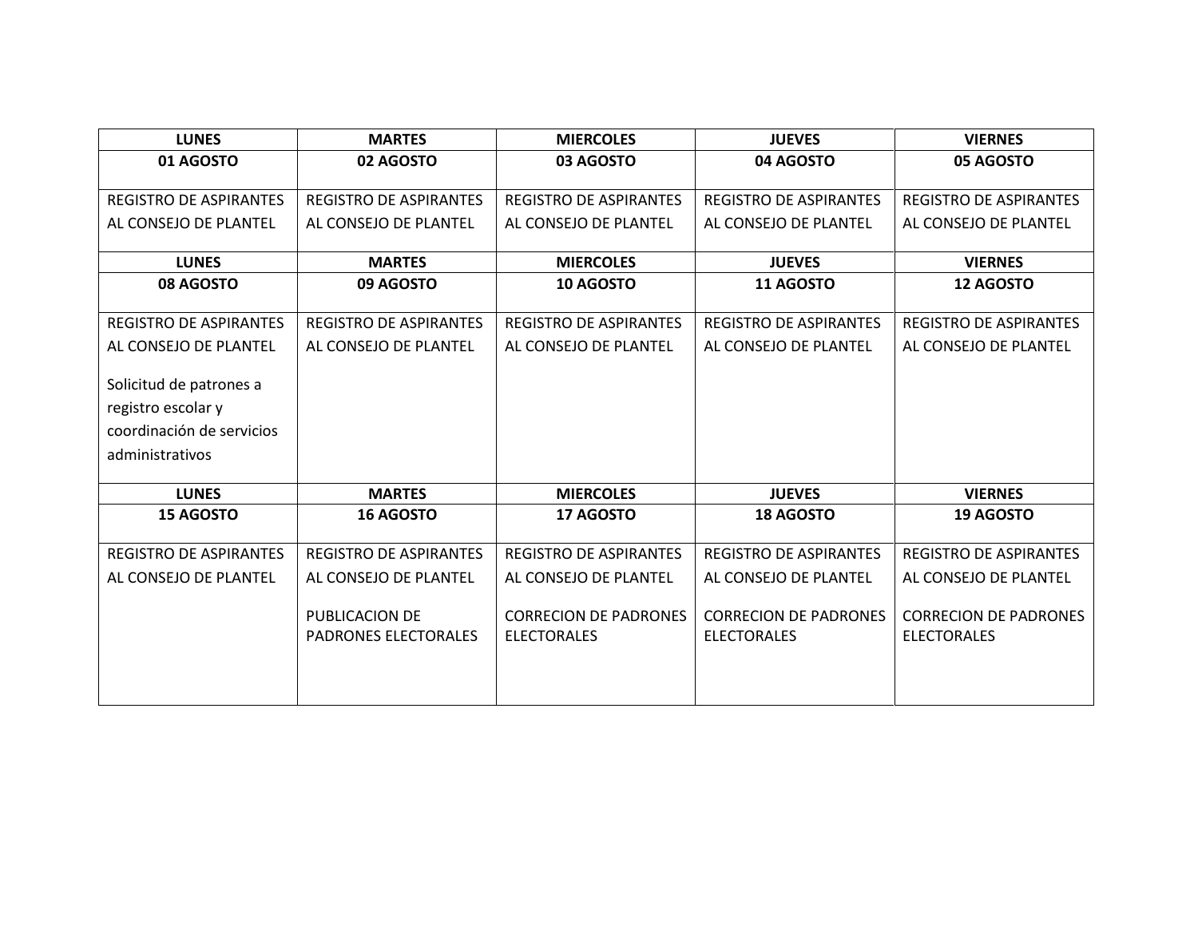| LUNES | MARTES | MIERCOLES | JUEVES | VIERNES |
|---|---|---|---|---|
| **01 AGOSTO** | **02 AGOSTO** | **03 AGOSTO** | **04 AGOSTO** | **05 AGOSTO** |
| REGISTRO DE ASPIRANTES AL CONSEJO DE PLANTEL | REGISTRO DE ASPIRANTES AL CONSEJO DE PLANTEL | REGISTRO DE ASPIRANTES AL CONSEJO DE PLANTEL | REGISTRO DE ASPIRANTES AL CONSEJO DE PLANTEL | REGISTRO DE ASPIRANTES AL CONSEJO DE PLANTEL |
| **LUNES** | **MARTES** | **MIERCOLES** | **JUEVES** | **VIERNES** |
| **08 AGOSTO** | **09 AGOSTO** | **10 AGOSTO** | **11 AGOSTO** | **12 AGOSTO** |
| REGISTRO DE ASPIRANTES AL CONSEJO DE PLANTEL<br><br>Solicitud de patrones a registro escolar y coordinación de servicios administrativos | REGISTRO DE ASPIRANTES AL CONSEJO DE PLANTEL | REGISTRO DE ASPIRANTES AL CONSEJO DE PLANTEL | REGISTRO DE ASPIRANTES AL CONSEJO DE PLANTEL | REGISTRO DE ASPIRANTES AL CONSEJO DE PLANTEL |
| **LUNES** | **MARTES** | **MIERCOLES** | **JUEVES** | **VIERNES** |
| **15 AGOSTO** | **16 AGOSTO** | **17 AGOSTO** | **18 AGOSTO** | **19 AGOSTO** |
| REGISTRO DE ASPIRANTES AL CONSEJO DE PLANTEL | REGISTRO DE ASPIRANTES AL CONSEJO DE PLANTEL<br><br>PUBLICACION DE PADRONES ELECTORALES | REGISTRO DE ASPIRANTES AL CONSEJO DE PLANTEL<br><br>CORRECION DE PADRONES ELECTORALES | REGISTRO DE ASPIRANTES AL CONSEJO DE PLANTEL<br><br>CORRECION DE PADRONES ELECTORALES | REGISTRO DE ASPIRANTES AL CONSEJO DE PLANTEL<br><br>CORRECION DE PADRONES ELECTORALES |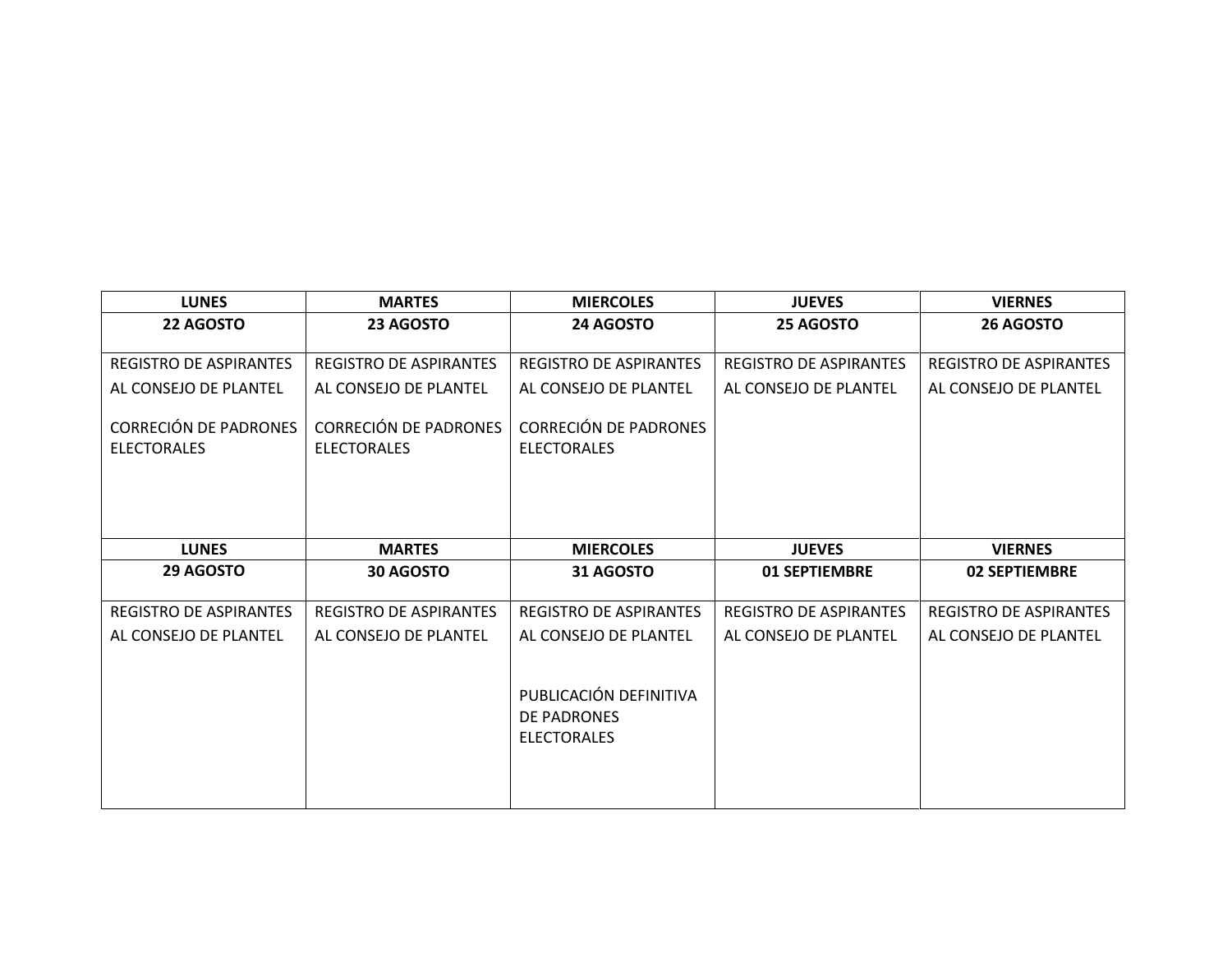| LUNES | MARTES | MIERCOLES | JUEVES | VIERNES |
|---|---|---|---|---|
| **22 AGOSTO** | **23 AGOSTO** | **24 AGOSTO** | **25 AGOSTO** | **26 AGOSTO** |
| REGISTRO DE ASPIRANTES AL CONSEJO DE PLANTEL<br><br>CORRECIÓN DE PADRONES ELECTORALES | REGISTRO DE ASPIRANTES AL CONSEJO DE PLANTEL<br><br>CORRECIÓN DE PADRONES ELECTORALES | REGISTRO DE ASPIRANTES AL CONSEJO DE PLANTEL<br><br>CORRECIÓN DE PADRONES ELECTORALES | REGISTRO DE ASPIRANTES AL CONSEJO DE PLANTEL | REGISTRO DE ASPIRANTES AL CONSEJO DE PLANTEL |
| **LUNES** | **MARTES** | **MIERCOLES** | **JUEVES** | **VIERNES** |
| **29 AGOSTO** | **30 AGOSTO** | **31 AGOSTO** | **01 SEPTIEMBRE** | **02 SEPTIEMBRE** |
| REGISTRO DE ASPIRANTES AL CONSEJO DE PLANTEL | REGISTRO DE ASPIRANTES AL CONSEJO DE PLANTEL | REGISTRO DE ASPIRANTES AL CONSEJO DE PLANTEL<br><br>PUBLICACIÓN DEFINITIVA DE PADRONES ELECTORALES | REGISTRO DE ASPIRANTES AL CONSEJO DE PLANTEL | REGISTRO DE ASPIRANTES AL CONSEJO DE PLANTEL |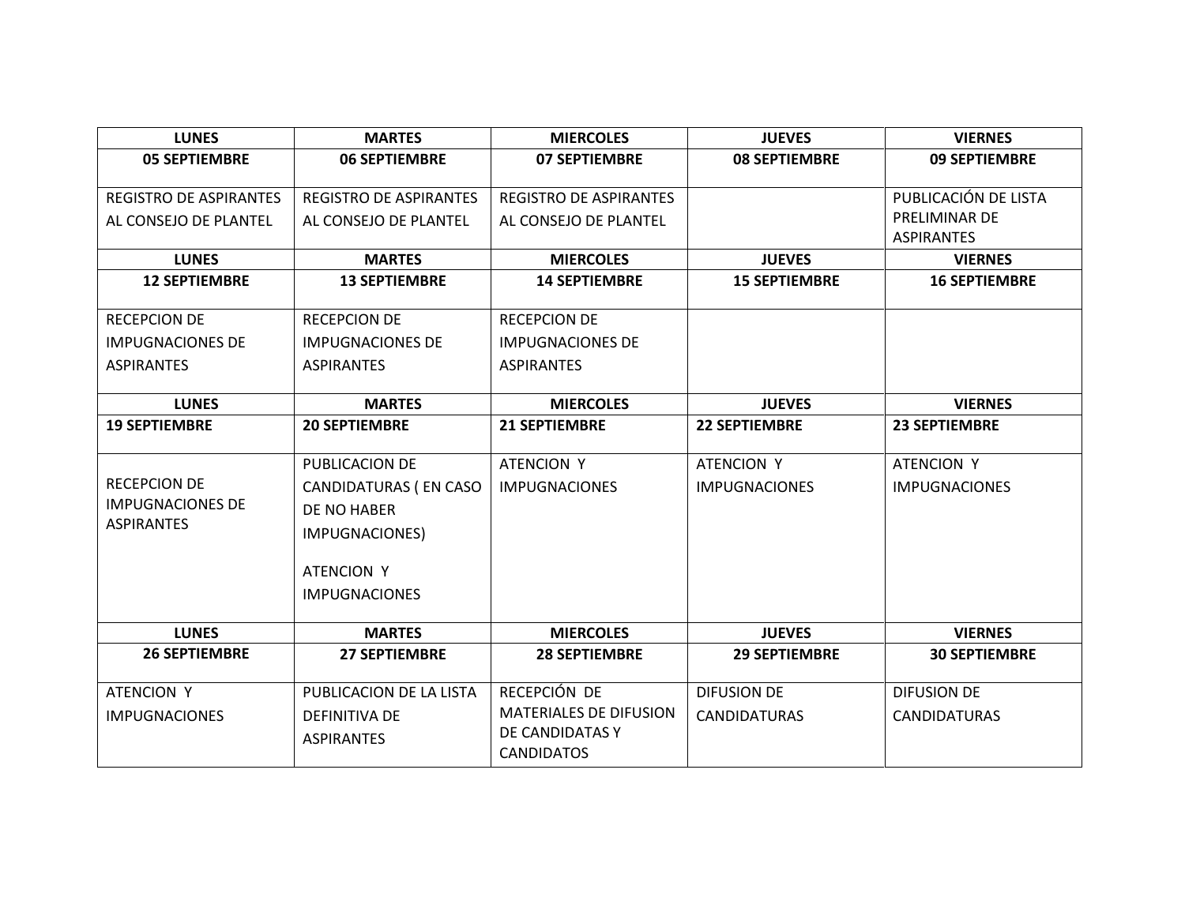| LUNES | MARTES | MIERCOLES | JUEVES | VIERNES |
|---|---|---|---|---|
| **05 SEPTIEMBRE** | **06 SEPTIEMBRE** | **07 SEPTIEMBRE** | **08 SEPTIEMBRE** | **09 SEPTIEMBRE** |
| REGISTRO DE ASPIRANTES AL CONSEJO DE PLANTEL | REGISTRO DE ASPIRANTES AL CONSEJO DE PLANTEL | REGISTRO DE ASPIRANTES AL CONSEJO DE PLANTEL | | PUBLICACIÓN DE LISTA PRELIMINAR DE ASPIRANTES |
| **LUNES** | **MARTES** | **MIERCOLES** | **JUEVES** | **VIERNES** |
| **12 SEPTIEMBRE** | **13 SEPTIEMBRE** | **14 SEPTIEMBRE** | **15 SEPTIEMBRE** | **16 SEPTIEMBRE** |
| RECEPCION DE IMPUGNACIONES DE ASPIRANTES | RECEPCION DE IMPUGNACIONES DE ASPIRANTES | RECEPCION DE IMPUGNACIONES DE ASPIRANTES | | |
| **LUNES** | **MARTES** | **MIERCOLES** | **JUEVES** | **VIERNES** |
| **19 SEPTIEMBRE** | **20 SEPTIEMBRE** | **21 SEPTIEMBRE** | **22 SEPTIEMBRE** | **23 SEPTIEMBRE** |
| RECEPCION DE IMPUGNACIONES DE ASPIRANTES | PUBLICACION DE CANDIDATURAS ( EN CASO DE NO HABER IMPUGNACIONES) ATENCION Y IMPUGNACIONES | ATENCION Y IMPUGNACIONES | ATENCION Y IMPUGNACIONES | ATENCION Y IMPUGNACIONES |
| **LUNES** | **MARTES** | **MIERCOLES** | **JUEVES** | **VIERNES** |
| **26 SEPTIEMBRE** | **27 SEPTIEMBRE** | **28 SEPTIEMBRE** | **29 SEPTIEMBRE** | **30 SEPTIEMBRE** |
| ATENCION Y IMPUGNACIONES | PUBLICACION DE LA LISTA DEFINITIVA DE ASPIRANTES | RECEPCIÓN DE MATERIALES DE DIFUSION DE CANDIDATAS Y CANDIDATOS | DIFUSION DE CANDIDATURAS | DIFUSION DE CANDIDATURAS |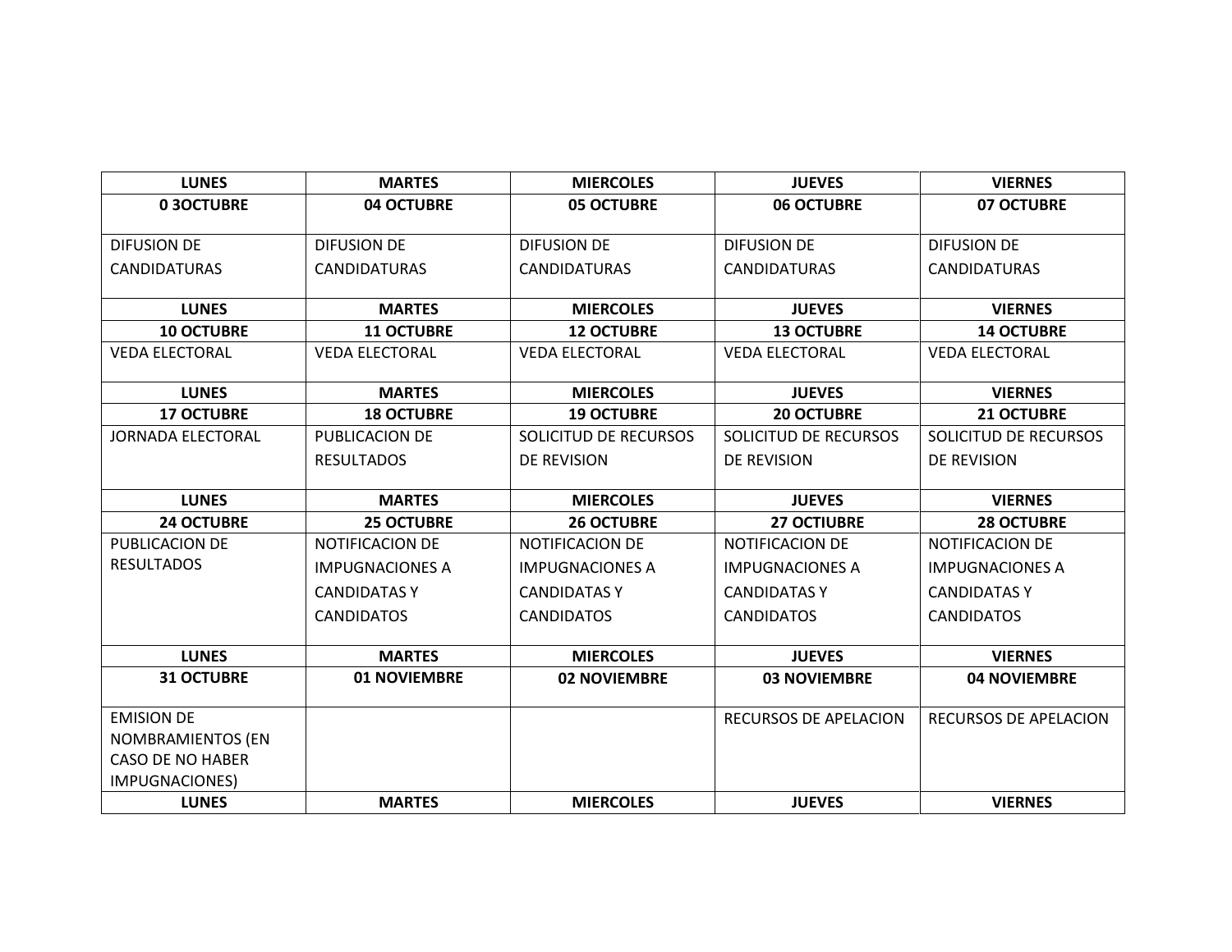| LUNES | MARTES | MIERCOLES | JUEVES | VIERNES |
|---|---|---|---|---|
| **0 3OCTUBRE** | **04 OCTUBRE** | **05 OCTUBRE** | **06 OCTUBRE** | **07 OCTUBRE** |
| DIFUSION DE CANDIDATURAS | DIFUSION DE CANDIDATURAS | DIFUSION DE CANDIDATURAS | DIFUSION DE CANDIDATURAS | DIFUSION DE CANDIDATURAS |
| **LUNES** | **MARTES** | **MIERCOLES** | **JUEVES** | **VIERNES** |
| **10 OCTUBRE** | **11 OCTUBRE** | **12 OCTUBRE** | **13 OCTUBRE** | **14 OCTUBRE** |
| VEDA ELECTORAL | VEDA ELECTORAL | VEDA ELECTORAL | VEDA ELECTORAL | VEDA ELECTORAL |
| **LUNES** | **MARTES** | **MIERCOLES** | **JUEVES** | **VIERNES** |
| **17 OCTUBRE** | **18 OCTUBRE** | **19 OCTUBRE** | **20 OCTUBRE** | **21 OCTUBRE** |
| JORNADA ELECTORAL | PUBLICACION DE RESULTADOS | SOLICITUD DE RECURSOS DE REVISION | SOLICITUD DE RECURSOS DE REVISION | SOLICITUD DE RECURSOS DE REVISION |
| **LUNES** | **MARTES** | **MIERCOLES** | **JUEVES** | **VIERNES** |
| **24 OCTUBRE** | **25 OCTUBRE** | **26 OCTUBRE** | **27 OCTIUBRE** | **28 OCTUBRE** |
| PUBLICACION DE RESULTADOS | NOTIFICACION DE IMPUGNACIONES A CANDIDATAS Y CANDIDATOS | NOTIFICACION DE IMPUGNACIONES A CANDIDATAS Y CANDIDATOS | NOTIFICACION DE IMPUGNACIONES A CANDIDATAS Y CANDIDATOS | NOTIFICACION DE IMPUGNACIONES A CANDIDATAS Y CANDIDATOS |
| **LUNES** | **MARTES** | **MIERCOLES** | **JUEVES** | **VIERNES** |
| **31 OCTUBRE** | **01 NOVIEMBRE** | **02 NOVIEMBRE** | **03 NOVIEMBRE** | **04 NOVIEMBRE** |
| EMISION DE NOMBRAMIENTOS (EN CASO DE NO HABER IMPUGNACIONES) | | | RECURSOS DE APELACION | RECURSOS DE APELACION |
| **LUNES** | **MARTES** | **MIERCOLES** | **JUEVES** | **VIERNES** |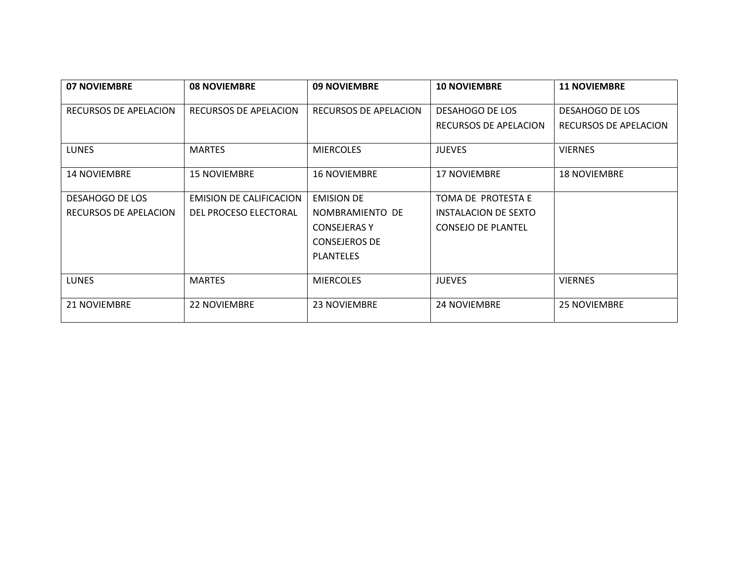| **07 NOVIEMBRE** | **08 NOVIEMBRE** | **09 NOVIEMBRE** | **10 NOVIEMBRE** | **11 NOVIEMBRE** |
| --- | --- | --- | --- | --- |
| RECURSOS DE APELACION | RECURSOS DE APELACION | RECURSOS DE APELACION | DESAHOGO DE LOS RECURSOS DE APELACION | DESAHOGO DE LOS RECURSOS DE APELACION |
| LUNES | MARTES | MIERCOLES | JUEVES | VIERNES |
| 14 NOVIEMBRE | 15 NOVIEMBRE | 16 NOVIEMBRE | 17 NOVIEMBRE | 18 NOVIEMBRE |
| DESAHOGO DE LOS RECURSOS DE APELACION | EMISION DE CALIFICACION DEL PROCESO ELECTORAL | EMISION DE NOMBRAMIENTO DE CONSEJERAS Y CONSEJEROS DE PLANTELES | TOMA DE PROTESTA E INSTALACION DE SEXTO CONSEJO DE PLANTEL | |
| LUNES | MARTES | MIERCOLES | JUEVES | VIERNES |
| 21 NOVIEMBRE | 22 NOVIEMBRE | 23 NOVIEMBRE | 24 NOVIEMBRE | 25 NOVIEMBRE |